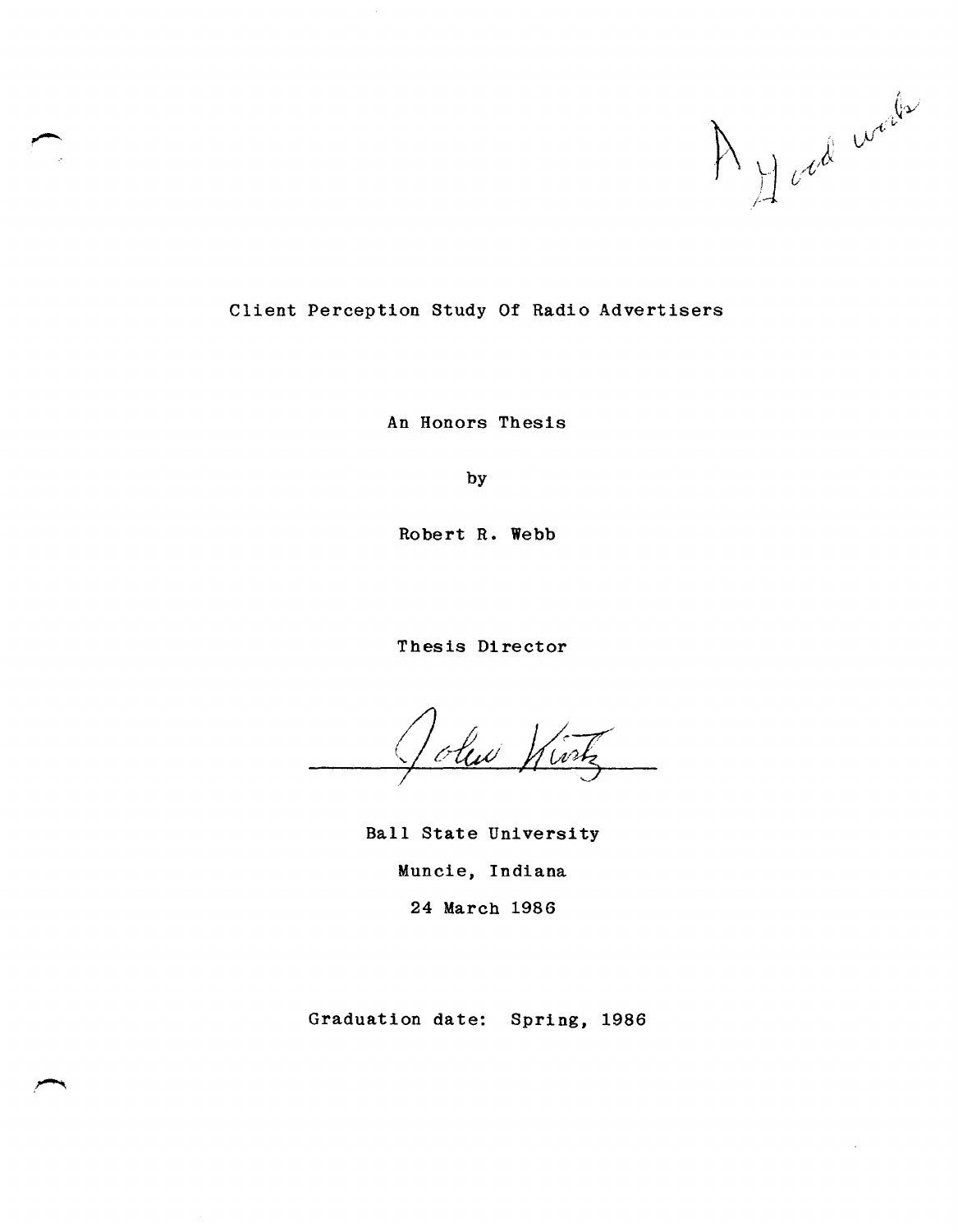A Good work

Client Perception Study Of Radio Advertisers

An Honors Thesis

by

Robert R. Webb

Thesis Director

John Kurtz

Ball State University

Muncie, Indiana

24 March 1986

Graduation date: Spring, 1986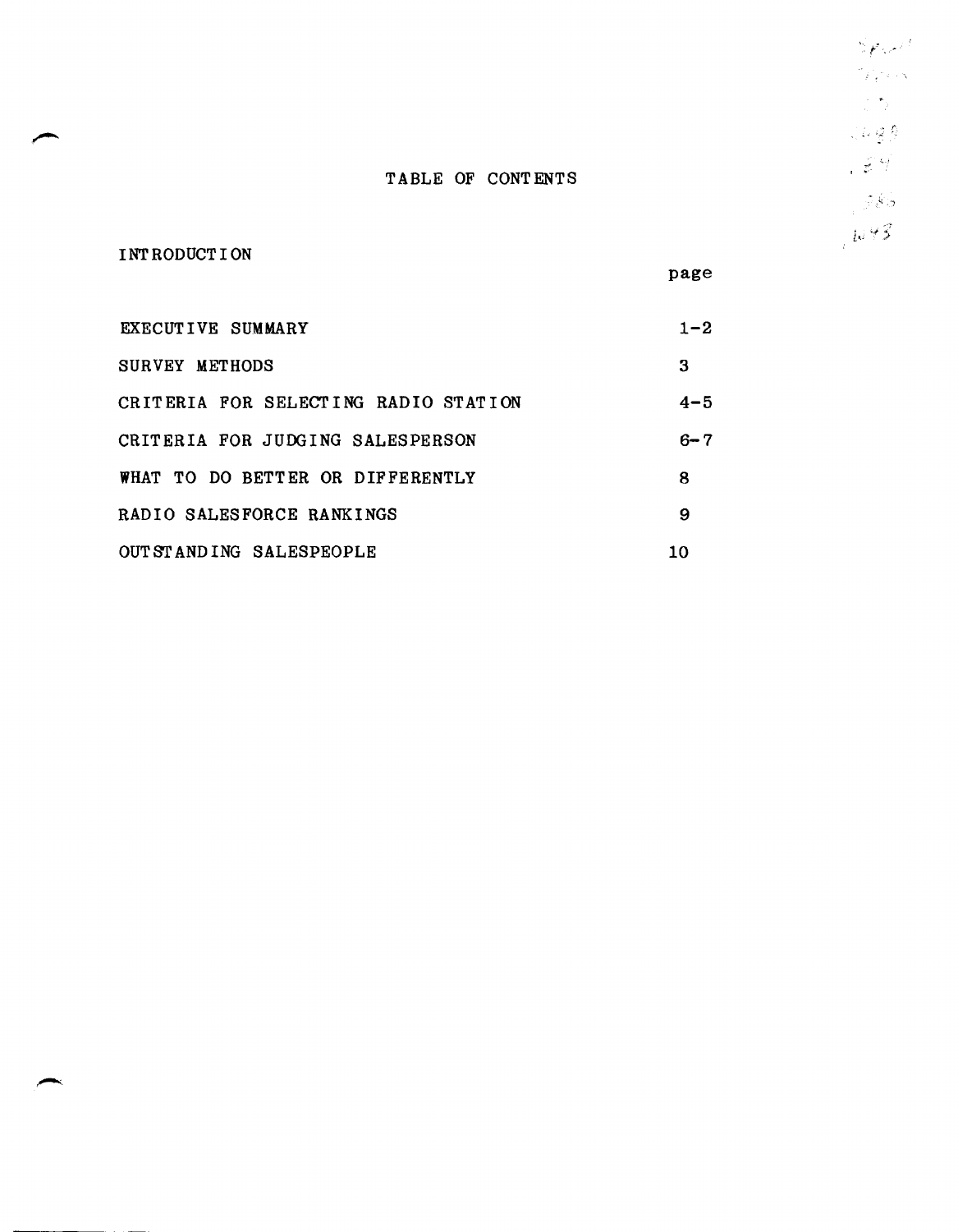# TABLE OF CONTENTS

INTRODUCTION

| | page |
|---|---|
| EXECUTIVE SUMMARY | 1-2 |
| SURVEY METHODS | 3 |
| CRITERIA FOR SELECTING RADIO STATION | 4-5 |
| CRITERIA FOR JUDGING SALESPERSON | 6-7 |
| WHAT TO DO BETTER OR DIFFERENTLY | 8 |
| RADIO SALESFORCE RANKINGS | 9 |
| OUTSTANDING SALESPEOPLE | 10 |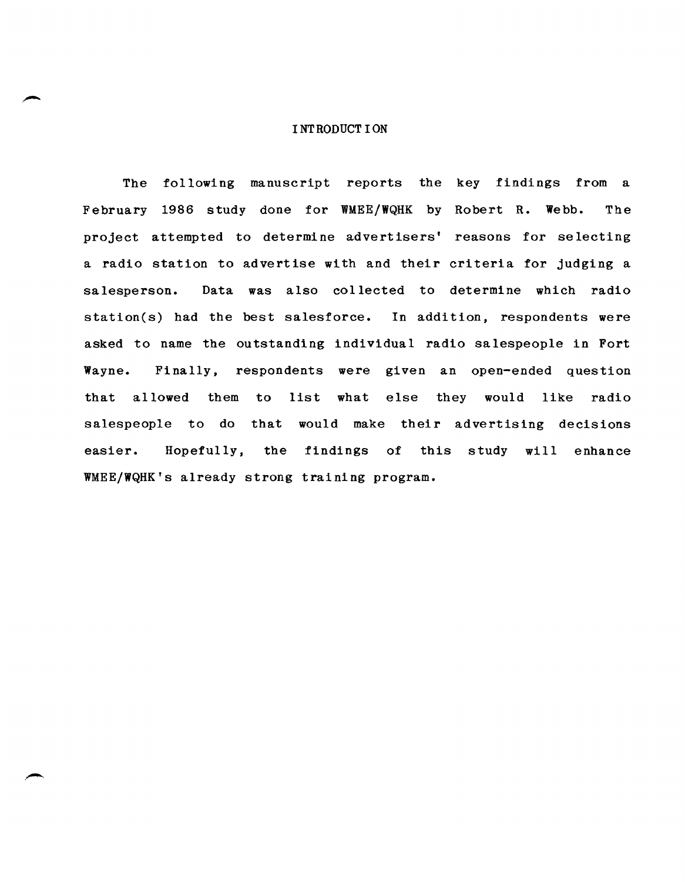# INTRODUCTION

The following manuscript reports the key findings from a February 1986 study done for WMEE/WQHK by Robert R. Webb. The project attempted to determine advertisers' reasons for selecting a radio station to advertise with and their criteria for judging a salesperson. Data was also collected to determine which radio station(s) had the best salesforce. In addition, respondents were asked to name the outstanding individual radio salespeople in Fort Wayne. Finally, respondents were given an open-ended question that allowed them to list what else they would like radio salespeople to do that would make their advertising decisions easier. Hopefully, the findings of this study will enhance WMEE/WQHK's already strong training program.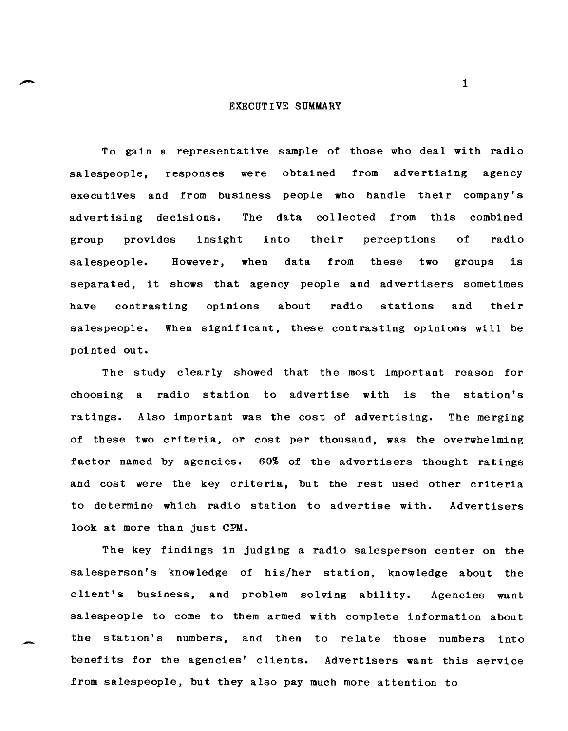# EXECUTIVE SUMMARY

To gain a representative sample of those who deal with radio salespeople, responses were obtained from advertising agency executives and from business people who handle their company's advertising decisions. The data collected from this combined group provides insight into their perceptions of radio salespeople. However, when data from these two groups is separated, it shows that agency people and advertisers sometimes have contrasting opinions about radio stations and their salespeople. When significant, these contrasting opinions will be pointed out.

The study clearly showed that the most important reason for choosing a radio station to advertise with is the station's ratings. Also important was the cost of advertising. The merging of these two criteria, or cost per thousand, was the overwhelming factor named by agencies. 60% of the advertisers thought ratings and cost were the key criteria, but the rest used other criteria to determine which radio station to advertise with. Advertisers look at more than just CPM.

The key findings in judging a radio salesperson center on the salesperson's knowledge of his/her station, knowledge about the client's business, and problem solving ability. Agencies want salespeople to come to them armed with complete information about the station's numbers, and then to relate those numbers into benefits for the agencies' clients. Advertisers want this service from salespeople, but they also pay much more attention to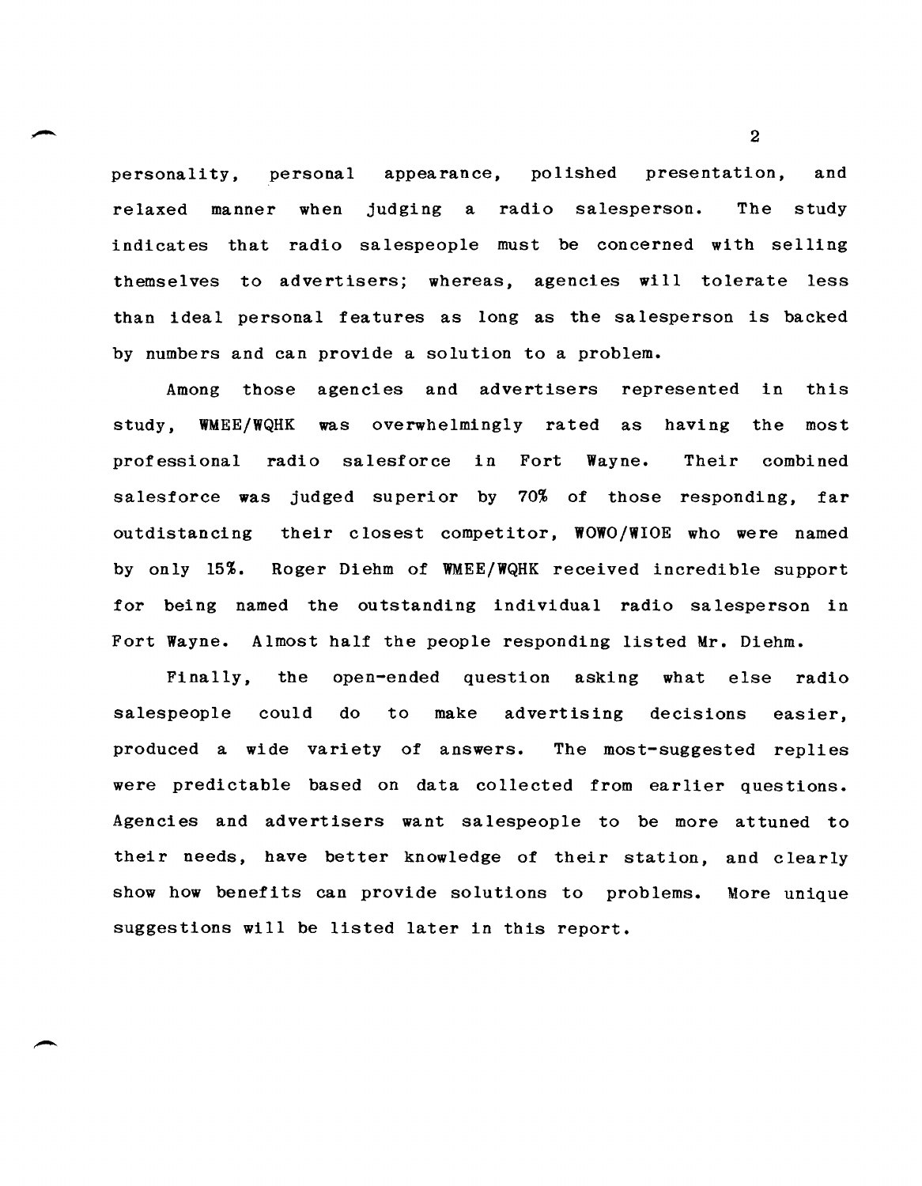personality, personal appearance, polished presentation, and relaxed manner when judging a radio salesperson. The study indicates that radio salespeople must be concerned with selling themselves to advertisers; whereas, agencies will tolerate less than ideal personal features as long as the salesperson is backed by numbers and can provide a solution to a problem.

Among those agencies and advertisers represented in this study, WMEE/WQHK was overwhelmingly rated as having the most professional radio salesforce in Fort Wayne. Their combined salesforce was judged superior by 70% of those responding, far outdistancing their closest competitor, WOWO/WIOE who were named by only 15%. Roger Diehm of WMEE/WQHK received incredible support for being named the outstanding individual radio salesperson in Fort Wayne. Almost half the people responding listed Mr. Diehm.

Finally, the open-ended question asking what else radio salespeople could do to make advertising decisions easier, produced a wide variety of answers. The most-suggested replies were predictable based on data collected from earlier questions. Agencies and advertisers want salespeople to be more attuned to their needs, have better knowledge of their station, and clearly show how benefits can provide solutions to problems. More unique suggestions will be listed later in this report.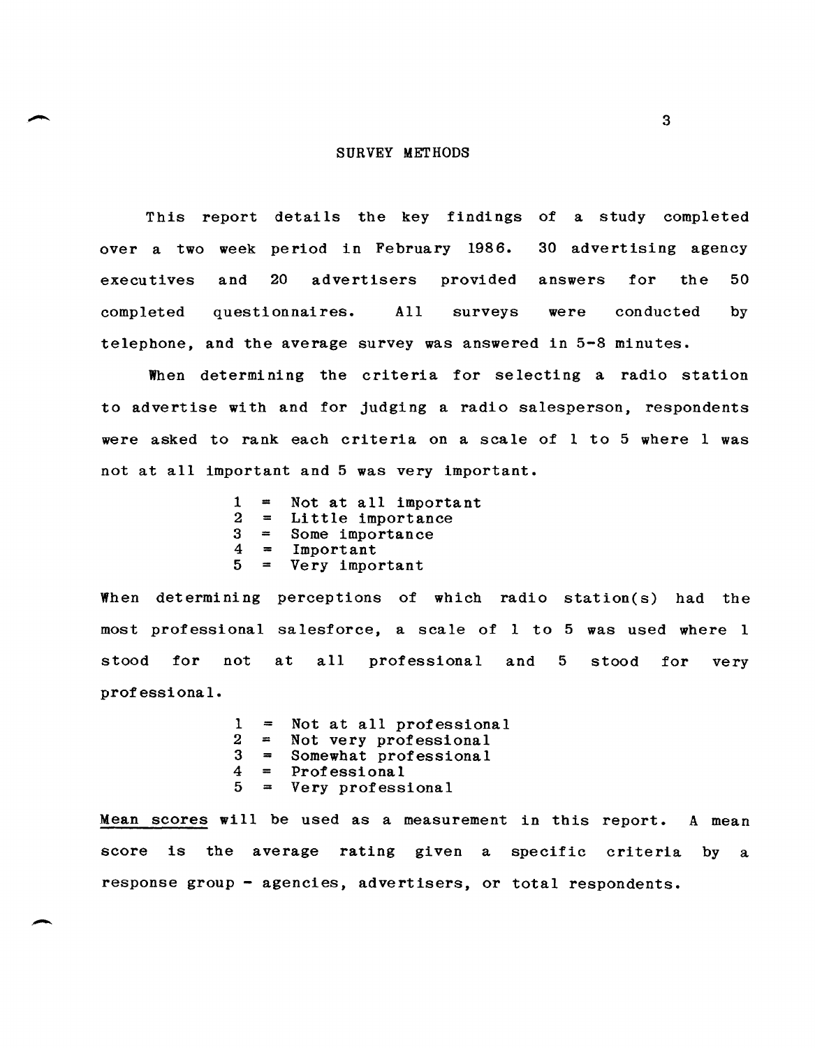# SURVEY METHODS

This report details the key findings of a study completed over a two week period in February 1986. 30 advertising agency executives and 20 advertisers provided answers for the 50 completed questionnaires. All surveys were conducted by telephone, and the average survey was answered in 5-8 minutes.

When determining the criteria for selecting a radio station to advertise with and for judging a radio salesperson, respondents were asked to rank each criteria on a scale of 1 to 5 where 1 was not at all important and 5 was very important.

- 1 = Not at all important
- 2 = Little importance
- 3 = Some importance
- 4 = Important
- 5 = Very important

When determining perceptions of which radio station(s) had the most professional salesforce, a scale of 1 to 5 was used where 1 stood for not at all professional and 5 stood for very professional.

- 1 = Not at all professional
- 2 = Not very professional
- 3 = Somewhat professional
- 4 = Professional
- 5 = Very professional

Mean scores will be used as a measurement in this report. A mean score is the average rating given a specific criteria by a response group - agencies, advertisers, or total respondents.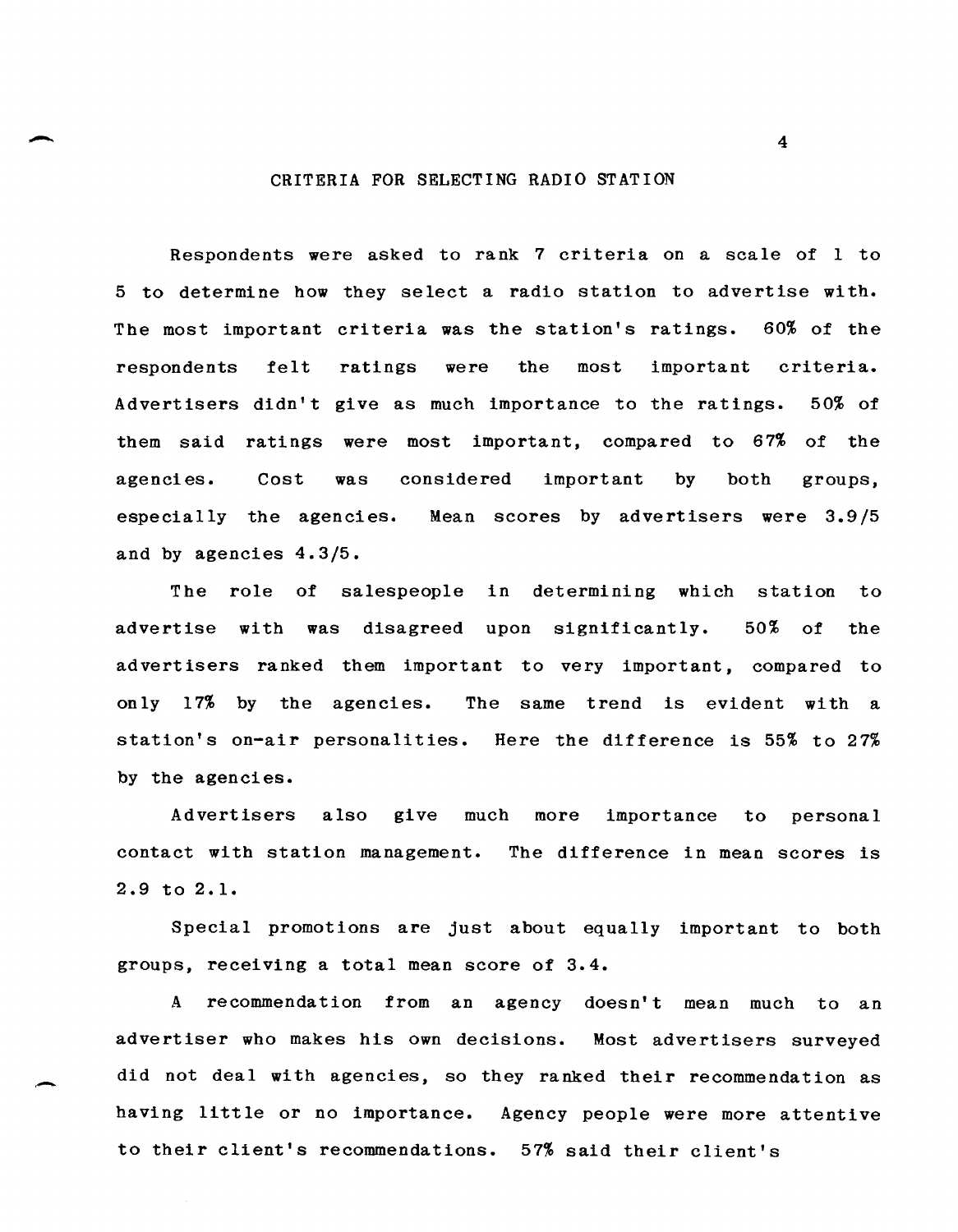## CRITERIA FOR SELECTING RADIO STATION

Respondents were asked to rank 7 criteria on a scale of 1 to 5 to determine how they select a radio station to advertise with. The most important criteria was the station's ratings. 60% of the respondents felt ratings were the most important criteria. Advertisers didn't give as much importance to the ratings. 50% of them said ratings were most important, compared to 67% of the agencies. Cost was considered important by both groups, especially the agencies. Mean scores by advertisers were 3.9/5 and by agencies 4.3/5.

The role of salespeople in determining which station to advertise with was disagreed upon significantly. 50% of the advertisers ranked them important to very important, compared to only 17% by the agencies. The same trend is evident with a station's on-air personalities. Here the difference is 55% to 27% by the agencies.

Advertisers also give much more importance to personal contact with station management. The difference in mean scores is 2.9 to 2.1.

Special promotions are just about equally important to both groups, receiving a total mean score of 3.4.

A recommendation from an agency doesn't mean much to an advertiser who makes his own decisions. Most advertisers surveyed did not deal with agencies, so they ranked their recommendation as having little or no importance. Agency people were more attentive to their client's recommendations. 57% said their client's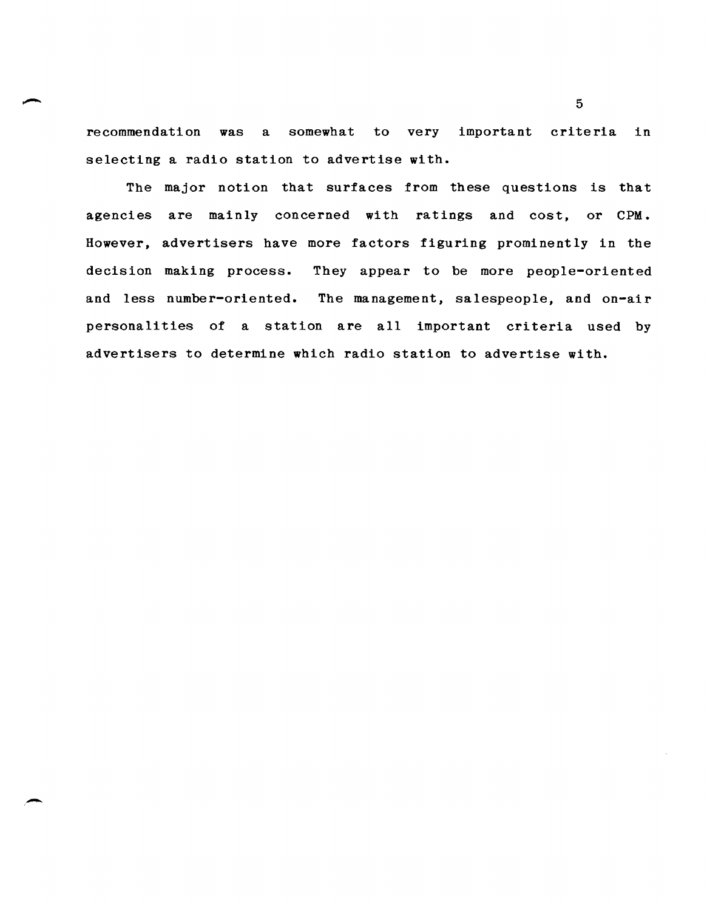recommendation was a somewhat to very important criteria in selecting a radio station to advertise with.

The major notion that surfaces from these questions is that agencies are mainly concerned with ratings and cost, or CPM. However, advertisers have more factors figuring prominently in the decision making process. They appear to be more people-oriented and less number-oriented. The management, salespeople, and on-air personalities of a station are all important criteria used by advertisers to determine which radio station to advertise with.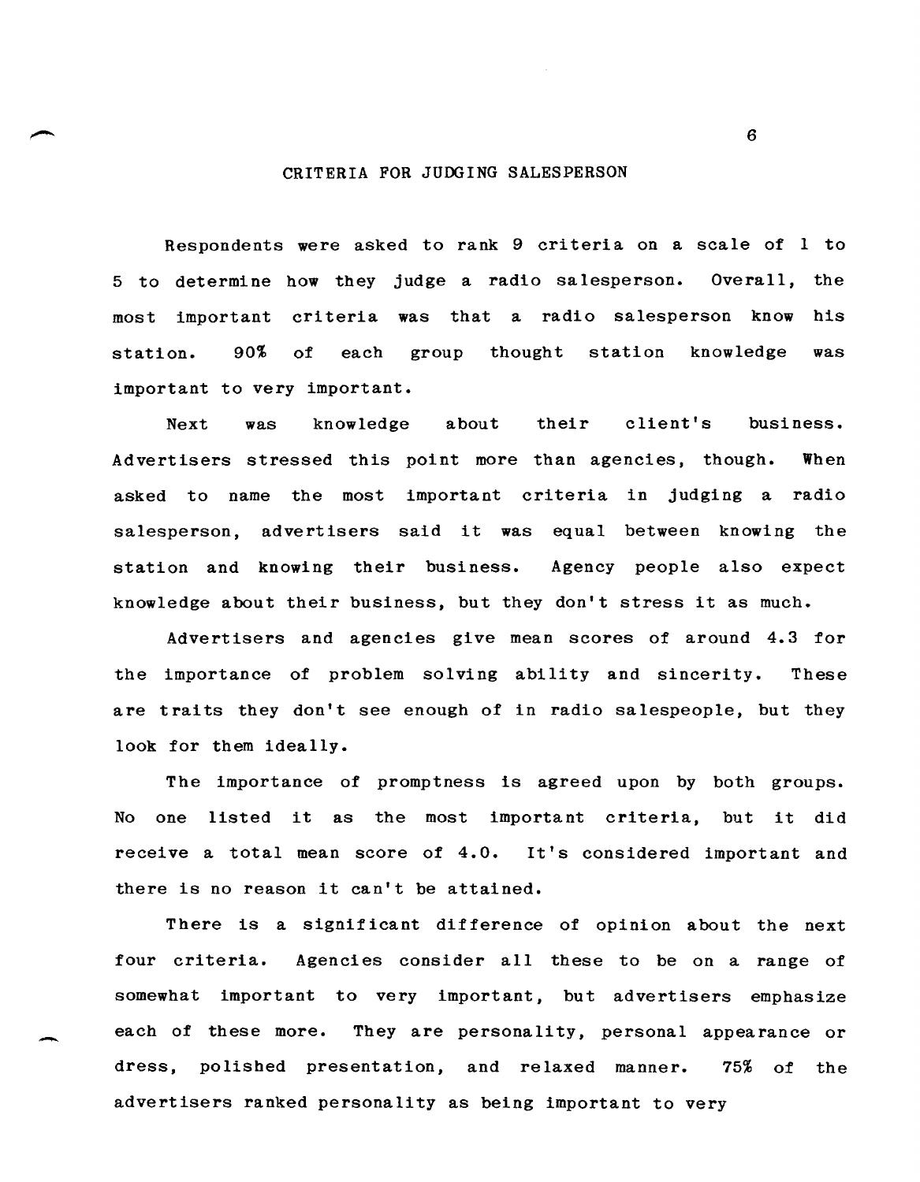## CRITERIA FOR JUDGING SALESPERSON

Respondents were asked to rank 9 criteria on a scale of 1 to 5 to determine how they judge a radio salesperson. Overall, the most important criteria was that a radio salesperson know his station. 90% of each group thought station knowledge was important to very important.

Next was knowledge about their client's business. Advertisers stressed this point more than agencies, though. When asked to name the most important criteria in judging a radio salesperson, advertisers said it was equal between knowing the station and knowing their business. Agency people also expect knowledge about their business, but they don't stress it as much.

Advertisers and agencies give mean scores of around 4.3 for the importance of problem solving ability and sincerity. These are traits they don't see enough of in radio salespeople, but they look for them ideally.

The importance of promptness is agreed upon by both groups. No one listed it as the most important criteria, but it did receive a total mean score of 4.0. It's considered important and there is no reason it can't be attained.

There is a significant difference of opinion about the next four criteria. Agencies consider all these to be on a range of somewhat important to very important, but advertisers emphasize each of these more. They are personality, personal appearance or dress, polished presentation, and relaxed manner. 75% of the advertisers ranked personality as being important to very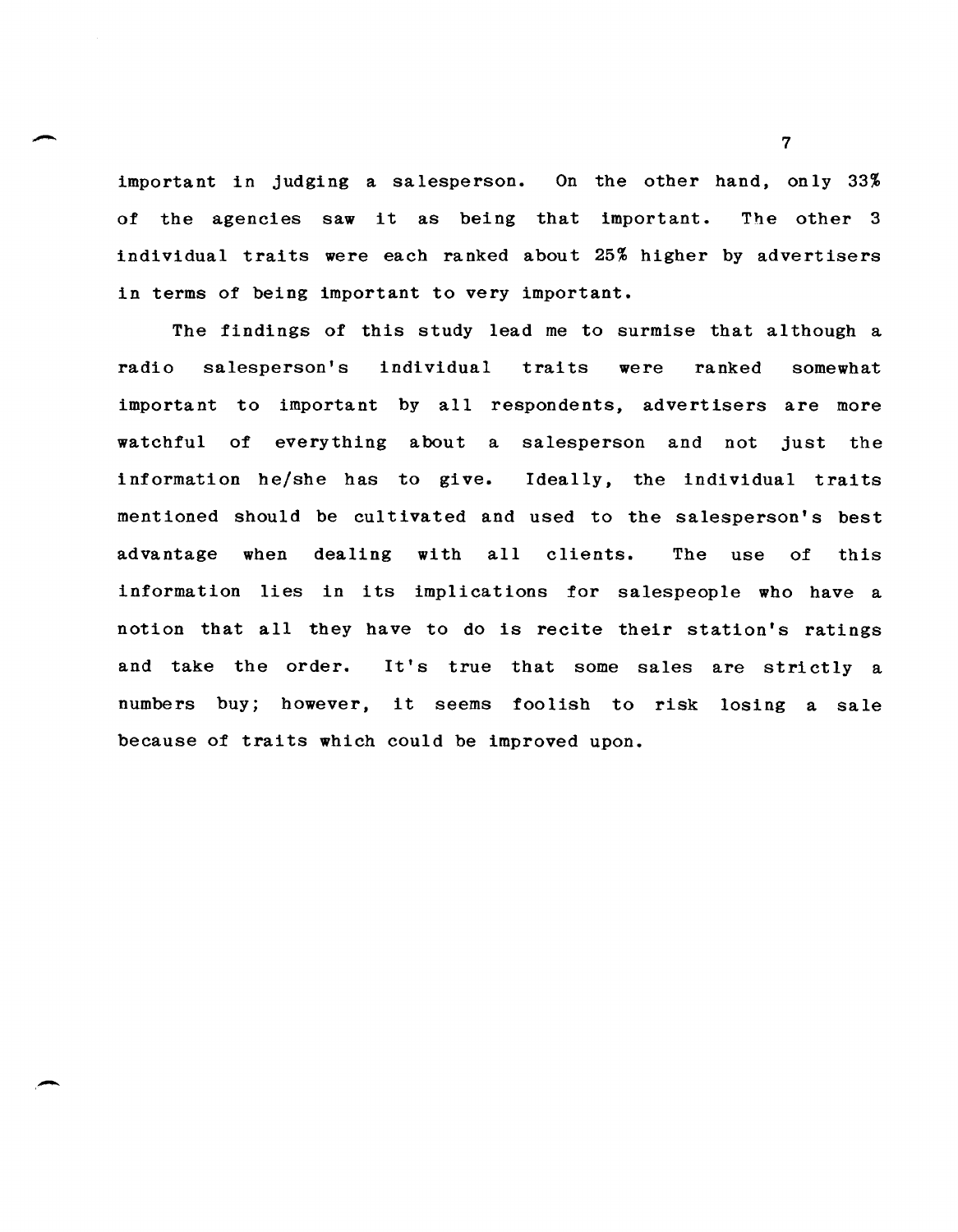important in judging a salesperson. On the other hand, only 33% of the agencies saw it as being that important. The other 3 individual traits were each ranked about 25% higher by advertisers in terms of being important to very important.

The findings of this study lead me to surmise that although a radio salesperson's individual traits were ranked somewhat important to important by all respondents, advertisers are more watchful of everything about a salesperson and not just the information he/she has to give. Ideally, the individual traits mentioned should be cultivated and used to the salesperson's best advantage when dealing with all clients. The use of this information lies in its implications for salespeople who have a notion that all they have to do is recite their station's ratings and take the order. It's true that some sales are strictly a numbers buy; however, it seems foolish to risk losing a sale because of traits which could be improved upon.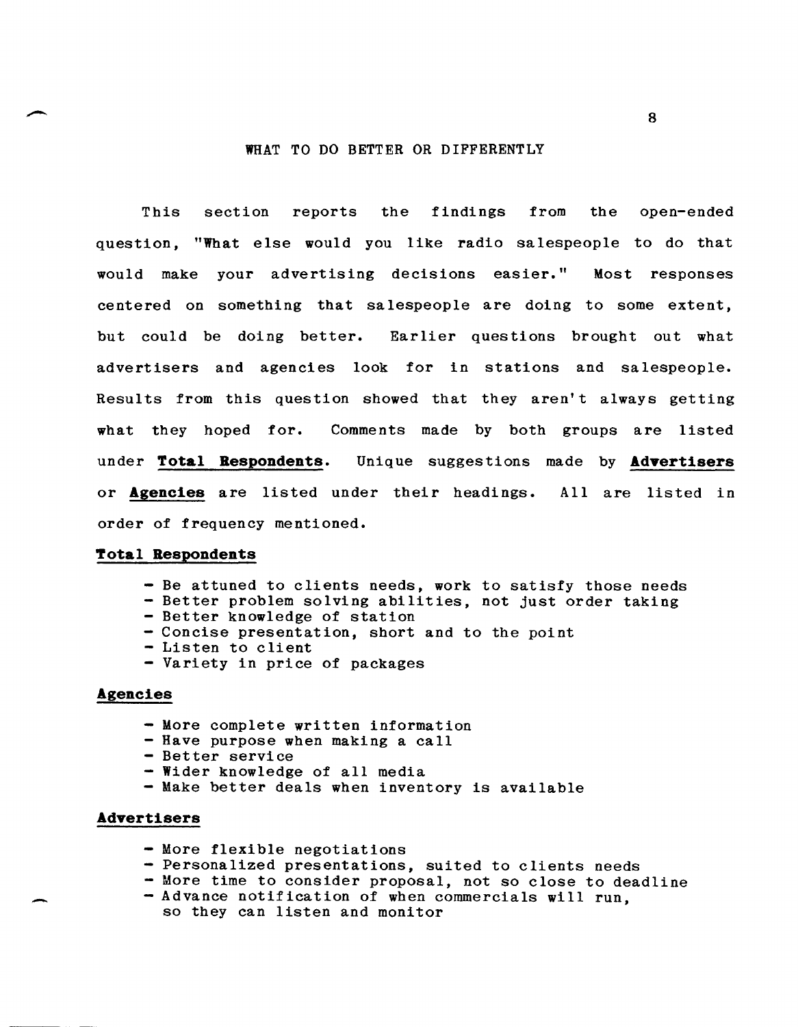## WHAT TO DO BETTER OR DIFFERENTLY

This section reports the findings from the open-ended question, "What else would you like radio salespeople to do that would make your advertising decisions easier." Most responses centered on something that salespeople are doing to some extent, but could be doing better. Earlier questions brought out what advertisers and agencies look for in stations and salespeople. Results from this question showed that they aren't always getting what they hoped for. Comments made by both groups are listed under **Total Respondents**. Unique suggestions made by **Advertisers** or **Agencies** are listed under their headings. All are listed in order of frequency mentioned.

### Total Respondents

- Be attuned to clients needs, work to satisfy those needs
- Better problem solving abilities, not just order taking
- Better knowledge of station
- Concise presentation, short and to the point
- Listen to client
- Variety in price of packages

### Agencies

- More complete written information
- Have purpose when making a call
- Better service
- Wider knowledge of all media
- Make better deals when inventory is available

### Advertisers

- More flexible negotiations
- Personalized presentations, suited to clients needs
- More time to consider proposal, not so close to deadline
- Advance notification of when commercials will run, so they can listen and monitor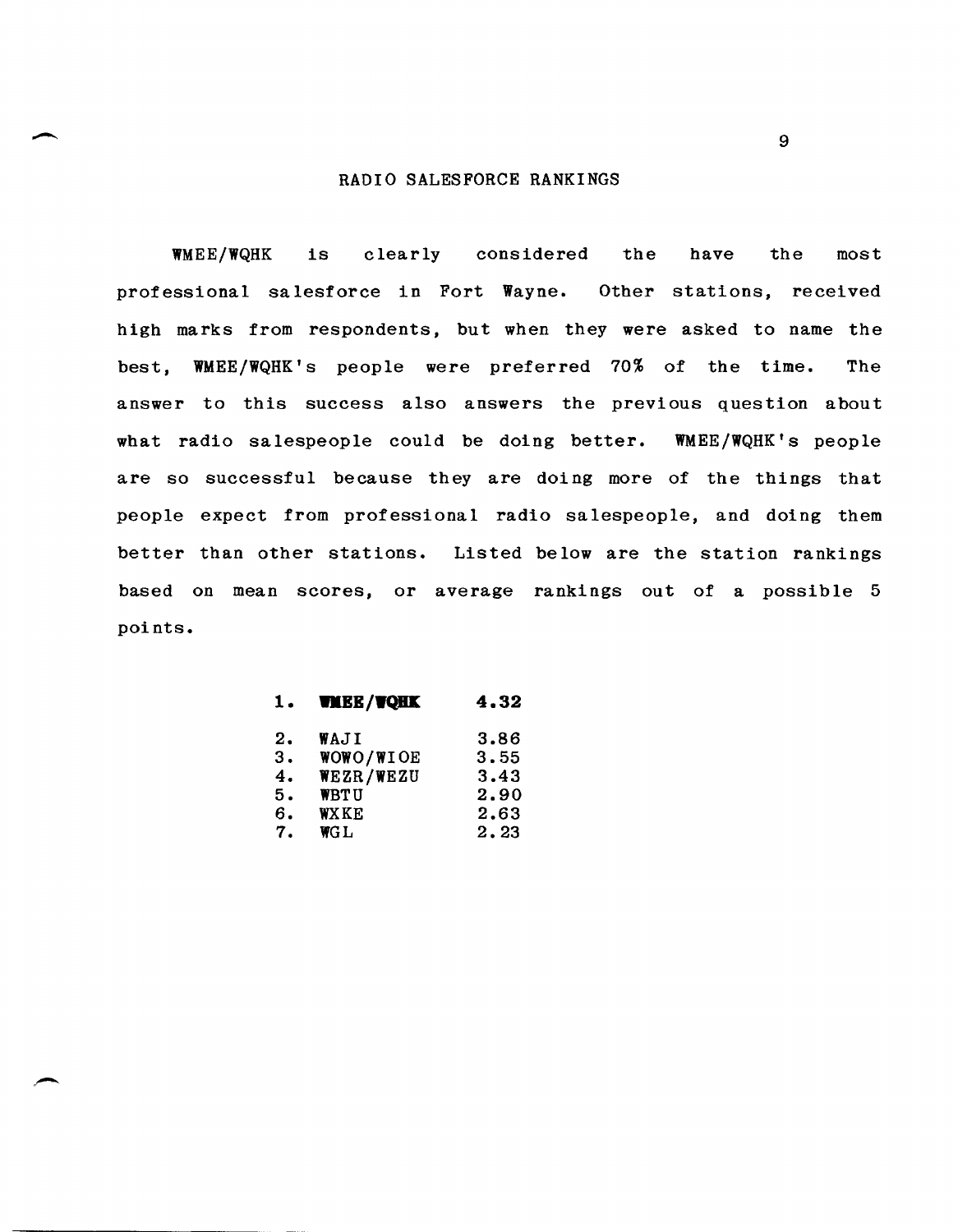# RADIO SALESFORCE RANKINGS

WMEE/WQHK is clearly considered the have the most professional salesforce in Fort Wayne. Other stations, received high marks from respondents, but when they were asked to name the best, WMEE/WQHK's people were preferred 70% of the time. The answer to this success also answers the previous question about what radio salespeople could be doing better. WMEE/WQHK's people are so successful because they are doing more of the things that people expect from professional radio salespeople, and doing them better than other stations. Listed below are the station rankings based on mean scores, or average rankings out of a possible 5 points.

| Rank | Station | Score |
|---|---|---|
| **1.** | **WMEE/WQHK** | **4.32** |
| 2. | WAJI | 3.86 |
| 3. | WOWO/WIOE | 3.55 |
| 4. | WEZR/WEZU | 3.43 |
| 5. | WBTU | 2.90 |
| 6. | WXKE | 2.63 |
| 7. | WGL | 2.23 |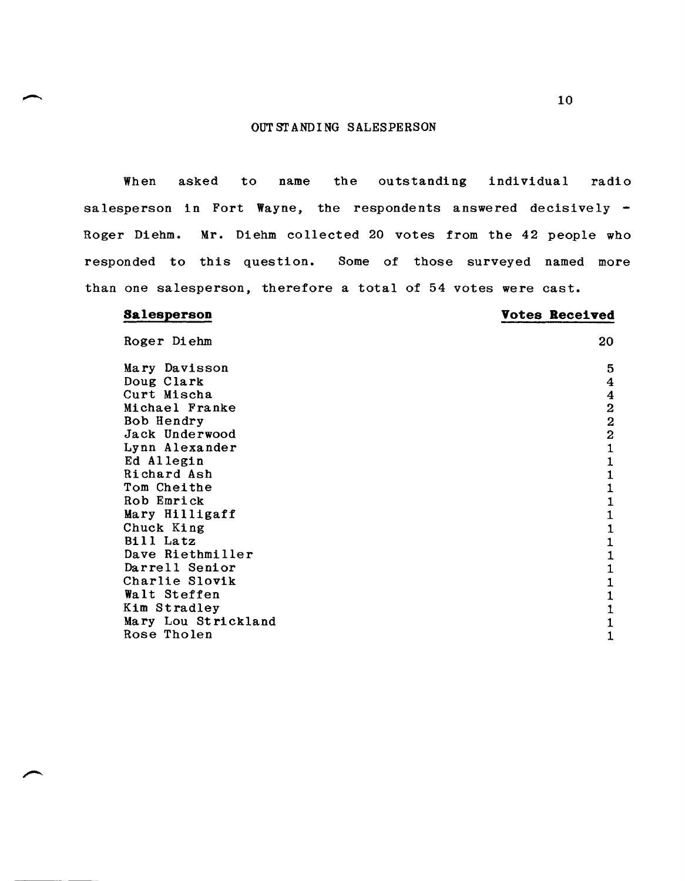## OUTSTANDING SALESPERSON

When asked to name the outstanding individual radio salesperson in Fort Wayne, the respondents answered decisively - Roger Diehm. Mr. Diehm collected 20 votes from the 42 people who responded to this question. Some of those surveyed named more than one salesperson, therefore a total of 54 votes were cast.

| **Salesperson** | **Votes Received** |
|---|---|
| Roger Diehm | 20 |
| Mary Davisson | 5 |
| Doug Clark | 4 |
| Curt Mischa | 4 |
| Michael Franke | 2 |
| Bob Hendry | 2 |
| Jack Underwood | 2 |
| Lynn Alexander | 1 |
| Ed Allegin | 1 |
| Richard Ash | 1 |
| Tom Cheithe | 1 |
| Rob Emrick | 1 |
| Mary Hilligaff | 1 |
| Chuck King | 1 |
| Bill Latz | 1 |
| Dave Riethmiller | 1 |
| Darrell Senior | 1 |
| Charlie Slovik | 1 |
| Walt Steffen | 1 |
| Kim Stradley | 1 |
| Mary Lou Strickland | 1 |
| Rose Tholen | 1 |